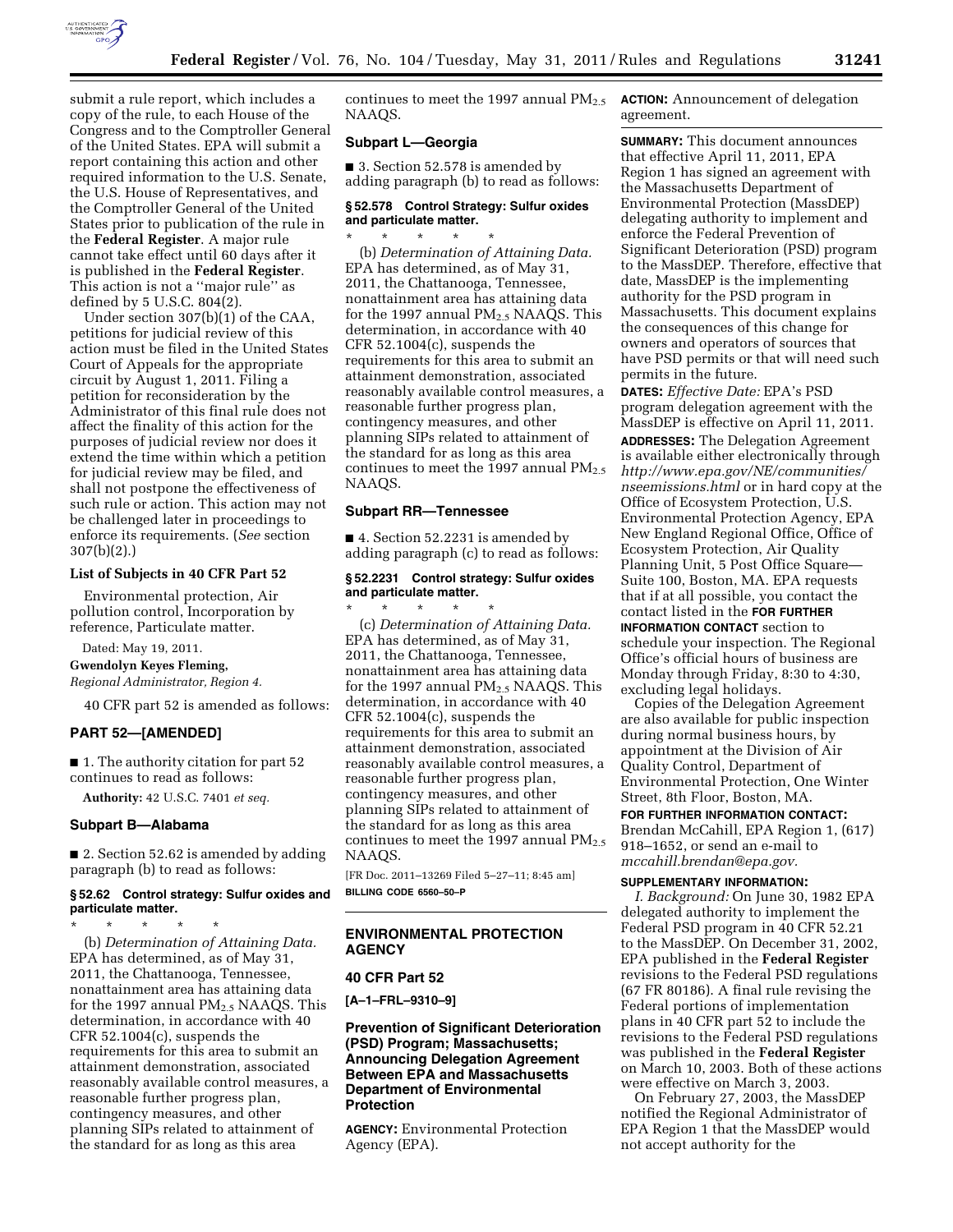submit a rule report, which includes a copy of the rule, to each House of the Congress and to the Comptroller General of the United States. EPA will submit a report containing this action and other required information to the U.S. Senate, the U.S. House of Representatives, and the Comptroller General of the United States prior to publication of the rule in the **Federal Register**. A major rule cannot take effect until 60 days after it is published in the **Federal Register**. This action is not a ''major rule'' as defined by 5 U.S.C. 804(2).

Under section 307(b)(1) of the CAA, petitions for judicial review of this action must be filed in the United States Court of Appeals for the appropriate circuit by August 1, 2011. Filing a petition for reconsideration by the Administrator of this final rule does not affect the finality of this action for the purposes of judicial review nor does it extend the time within which a petition for judicial review may be filed, and shall not postpone the effectiveness of such rule or action. This action may not be challenged later in proceedings to enforce its requirements. (*See* section 307(b)(2).)

### List of Subjects in 40 CFR Part 52

Environmental protection, Air pollution control, Incorporation by reference, Particulate matter.

Dated: May 19, 2011.

**Gwendolyn Keyes Fleming,**

*Regional Administrator, Region 4.*

40 CFR part 52 is amended as follows:

## PART 52—[AMENDED]

■ 1. The authority citation for part 52 continues to read as follows:

**Authority:** 42 U.S.C. 7401 *et seq.*

### Subpart B—Alabama

■ 2. Section 52.62 is amended by adding paragraph (b) to read as follows:

#### § 52.62 Control strategy: Sulfur oxides and particulate matter.

\* \* \* \* \*

(b) *Determination of Attaining Data.* EPA has determined, as of May 31, 2011, the Chattanooga, Tennessee, nonattainment area has attaining data for the 1997 annual $PM_{2.5}$ NAAQS. This determination, in accordance with 40 CFR 52.1004(c), suspends the requirements for this area to submit an attainment demonstration, associated reasonably available control measures, a reasonable further progress plan, contingency measures, and other planning SIPs related to attainment of the standard for as long as this area continues to meet the 1997 annual $PM_{2.5}$ NAAQS.

### Subpart L—Georgia

■ 3. Section 52.578 is amended by adding paragraph (b) to read as follows:

#### § 52.578 Control Strategy: Sulfur oxides and particulate matter.

\* \* \* \* \*

(b) *Determination of Attaining Data.* EPA has determined, as of May 31, 2011, the Chattanooga, Tennessee, nonattainment area has attaining data for the 1997 annual $PM_{2.5}$ NAAQS. This determination, in accordance with 40 CFR 52.1004(c), suspends the requirements for this area to submit an attainment demonstration, associated reasonably available control measures, a reasonable further progress plan, contingency measures, and other planning SIPs related to attainment of the standard for as long as this area continues to meet the 1997 annual $PM_{2.5}$ NAAQS.

### Subpart RR—Tennessee

■ 4. Section 52.2231 is amended by adding paragraph (c) to read as follows:

#### § 52.2231 Control strategy: Sulfur oxides and particulate matter.

\* \* \* \* \*

(c) *Determination of Attaining Data.* EPA has determined, as of May 31, 2011, the Chattanooga, Tennessee, nonattainment area has attaining data for the 1997 annual $PM_{2.5}$ NAAQS. This determination, in accordance with 40 CFR 52.1004(c), suspends the requirements for this area to submit an attainment demonstration, associated reasonably available control measures, a reasonable further progress plan, contingency measures, and other planning SIPs related to attainment of the standard for as long as this area continues to meet the 1997 annual $PM_{2.5}$ NAAQS.

[FR Doc. 2011–13269 Filed 5–27–11; 8:45 am]

**BILLING CODE 6560–50–P**

## ENVIRONMENTAL PROTECTION AGENCY

### 40 CFR Part 52

**[A–1–FRL–9310–9]**

### Prevention of Significant Deterioration (PSD) Program; Massachusetts; Announcing Delegation Agreement Between EPA and Massachusetts Department of Environmental Protection

**AGENCY:** Environmental Protection Agency (EPA).

**ACTION:** Announcement of delegation agreement.

**SUMMARY:** This document announces that effective April 11, 2011, EPA Region 1 has signed an agreement with the Massachusetts Department of Environmental Protection (MassDEP) delegating authority to implement and enforce the Federal Prevention of Significant Deterioration (PSD) program to the MassDEP. Therefore, effective that date, MassDEP is the implementing authority for the PSD program in Massachusetts. This document explains the consequences of this change for owners and operators of sources that have PSD permits or that will need such permits in the future.

**DATES:** *Effective Date:* EPA's PSD program delegation agreement with the MassDEP is effective on April 11, 2011.

**ADDRESSES:** The Delegation Agreement is available either electronically through *http://www.epa.gov/NE/communities/nseemissions.html* or in hard copy at the Office of Ecosystem Protection, U.S. Environmental Protection Agency, EPA New England Regional Office, Office of Ecosystem Protection, Air Quality Planning Unit, 5 Post Office Square—Suite 100, Boston, MA. EPA requests that if at all possible, you contact the contact listed in the **FOR FURTHER INFORMATION CONTACT** section to schedule your inspection. The Regional Office's official hours of business are Monday through Friday, 8:30 to 4:30, excluding legal holidays.

Copies of the Delegation Agreement are also available for public inspection during normal business hours, by appointment at the Division of Air Quality Control, Department of Environmental Protection, One Winter Street, 8th Floor, Boston, MA.

**FOR FURTHER INFORMATION CONTACT:** Brendan McCahill, EPA Region 1, (617) 918–1652, or send an e-mail to *mccahill.brendan@epa.gov.*

**SUPPLEMENTARY INFORMATION:**

*I. Background:* On June 30, 1982 EPA delegated authority to implement the Federal PSD program in 40 CFR 52.21 to the MassDEP. On December 31, 2002, EPA published in the **Federal Register** revisions to the Federal PSD regulations (67 FR 80186). A final rule revising the Federal portions of implementation plans in 40 CFR part 52 to include the revisions to the Federal PSD regulations was published in the **Federal Register** on March 10, 2003. Both of these actions were effective on March 3, 2003.

On February 27, 2003, the MassDEP notified the Regional Administrator of EPA Region 1 that the MassDEP would not accept authority for the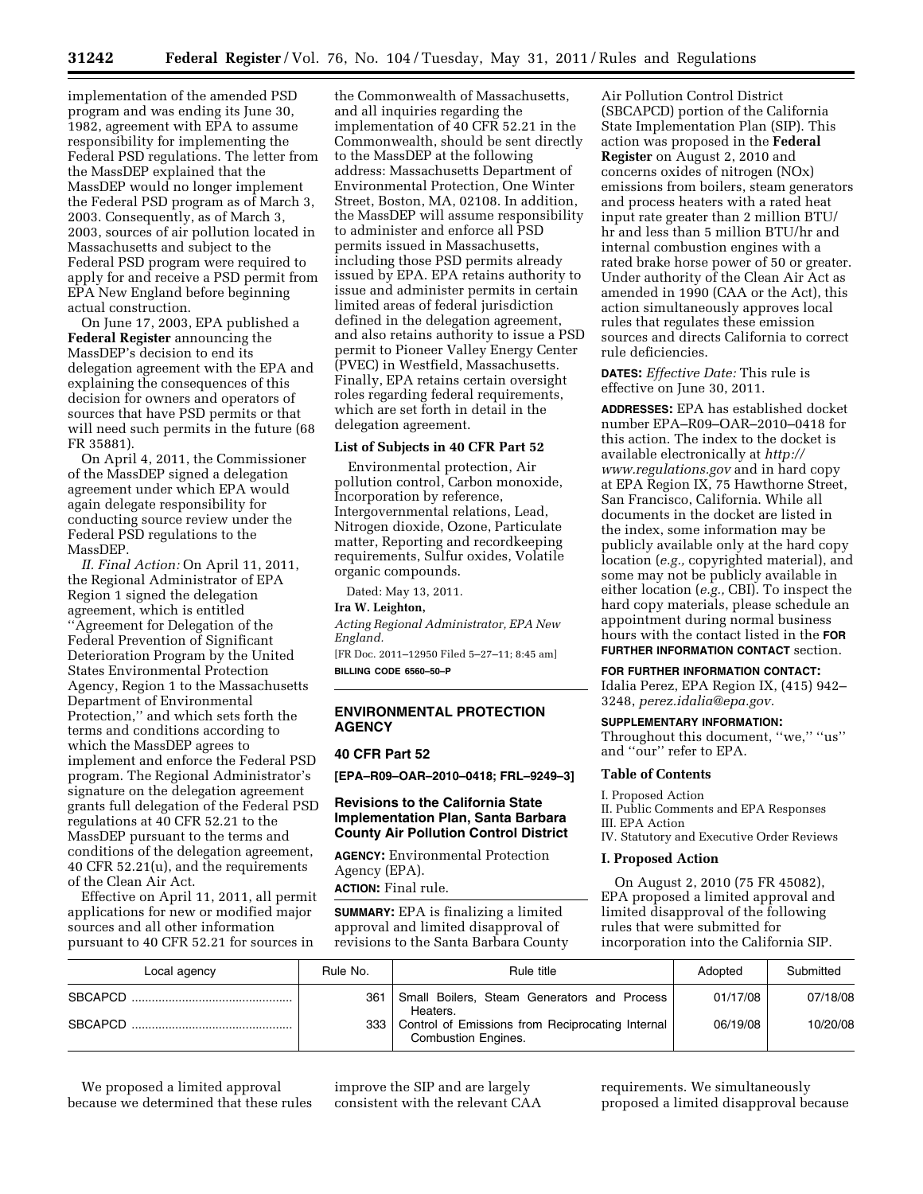implementation of the amended PSD program and was ending its June 30, 1982, agreement with EPA to assume responsibility for implementing the Federal PSD regulations. The letter from the MassDEP explained that the MassDEP would no longer implement the Federal PSD program as of March 3, 2003. Consequently, as of March 3, 2003, sources of air pollution located in Massachusetts and subject to the Federal PSD program were required to apply for and receive a PSD permit from EPA New England before beginning actual construction.

On June 17, 2003, EPA published a **Federal Register** announcing the MassDEP's decision to end its delegation agreement with the EPA and explaining the consequences of this decision for owners and operators of sources that have PSD permits or that will need such permits in the future (68 FR 35881).

On April 4, 2011, the Commissioner of the MassDEP signed a delegation agreement under which EPA would again delegate responsibility for conducting source review under the Federal PSD regulations to the MassDEP.

*II. Final Action:* On April 11, 2011, the Regional Administrator of EPA Region 1 signed the delegation agreement, which is entitled ''Agreement for Delegation of the Federal Prevention of Significant Deterioration Program by the United States Environmental Protection Agency, Region 1 to the Massachusetts Department of Environmental Protection,'' and which sets forth the terms and conditions according to which the MassDEP agrees to implement and enforce the Federal PSD program. The Regional Administrator's signature on the delegation agreement grants full delegation of the Federal PSD regulations at 40 CFR 52.21 to the MassDEP pursuant to the terms and conditions of the delegation agreement, 40 CFR 52.21(u), and the requirements of the Clean Air Act.

Effective on April 11, 2011, all permit applications for new or modified major sources and all other information pursuant to 40 CFR 52.21 for sources in the Commonwealth of Massachusetts, and all inquiries regarding the implementation of 40 CFR 52.21 in the Commonwealth, should be sent directly to the MassDEP at the following address: Massachusetts Department of Environmental Protection, One Winter Street, Boston, MA, 02108. In addition, the MassDEP will assume responsibility to administer and enforce all PSD permits issued in Massachusetts, including those PSD permits already issued by EPA. EPA retains authority to issue and administer permits in certain limited areas of federal jurisdiction defined in the delegation agreement, and also retains authority to issue a PSD permit to Pioneer Valley Energy Center (PVEC) in Westfield, Massachusetts. Finally, EPA retains certain oversight roles regarding federal requirements, which are set forth in detail in the delegation agreement.

### List of Subjects in 40 CFR Part 52

Environmental protection, Air pollution control, Carbon monoxide, Incorporation by reference, Intergovernmental relations, Lead, Nitrogen dioxide, Ozone, Particulate matter, Reporting and recordkeeping requirements, Sulfur oxides, Volatile organic compounds.

Dated: May 13, 2011.

**Ira W. Leighton,**

*Acting Regional Administrator, EPA New England.*

[FR Doc. 2011–12950 Filed 5–27–11; 8:45 am]

BILLING CODE 6560–50–P

## ENVIRONMENTAL PROTECTION AGENCY

### 40 CFR Part 52

**[EPA–R09–OAR–2010–0418; FRL–9249–3]**

## Revisions to the California State Implementation Plan, Santa Barbara County Air Pollution Control District

**AGENCY:** Environmental Protection Agency (EPA).

**ACTION:** Final rule.

**SUMMARY:** EPA is finalizing a limited approval and limited disapproval of revisions to the Santa Barbara County Air Pollution Control District (SBCAPCD) portion of the California State Implementation Plan (SIP). This action was proposed in the **Federal Register** on August 2, 2010 and concerns oxides of nitrogen (NOx) emissions from boilers, steam generators and process heaters with a rated heat input rate greater than 2 million BTU/hr and less than 5 million BTU/hr and internal combustion engines with a rated brake horse power of 50 or greater. Under authority of the Clean Air Act as amended in 1990 (CAA or the Act), this action simultaneously approves local rules that regulates these emission sources and directs California to correct rule deficiencies.

**DATES:** *Effective Date:* This rule is effective on June 30, 2011.

**ADDRESSES:** EPA has established docket number EPA–R09–OAR–2010–0418 for this action. The index to the docket is available electronically at *http://www.regulations.gov* and in hard copy at EPA Region IX, 75 Hawthorne Street, San Francisco, California. While all documents in the docket are listed in the index, some information may be publicly available only at the hard copy location (*e.g.,* copyrighted material), and some may not be publicly available in either location (*e.g.,* CBI). To inspect the hard copy materials, please schedule an appointment during normal business hours with the contact listed in the **FOR FURTHER INFORMATION CONTACT** section.

**FOR FURTHER INFORMATION CONTACT:** Idalia Perez, EPA Region IX, (415) 942–3248, *perez.idalia@epa.gov.*

**SUPPLEMENTARY INFORMATION:** Throughout this document, ''we,'' ''us'' and ''our'' refer to EPA.

### Table of Contents

I. Proposed Action
II. Public Comments and EPA Responses
III. EPA Action
IV. Statutory and Executive Order Reviews

### I. Proposed Action

On August 2, 2010 (75 FR 45082), EPA proposed a limited approval and limited disapproval of the following rules that were submitted for incorporation into the California SIP.

| Local agency | Rule No. | Rule title | Adopted | Submitted |
| --- | --- | --- | --- | --- |
| SBCAPCD | 361 | Small Boilers, Steam Generators and Process Heaters. | 01/17/08 | 07/18/08 |
| SBCAPCD | 333 | Control of Emissions from Reciprocating Internal Combustion Engines. | 06/19/08 | 10/20/08 |

We proposed a limited approval because we determined that these rules improve the SIP and are largely consistent with the relevant CAA requirements. We simultaneously proposed a limited disapproval because